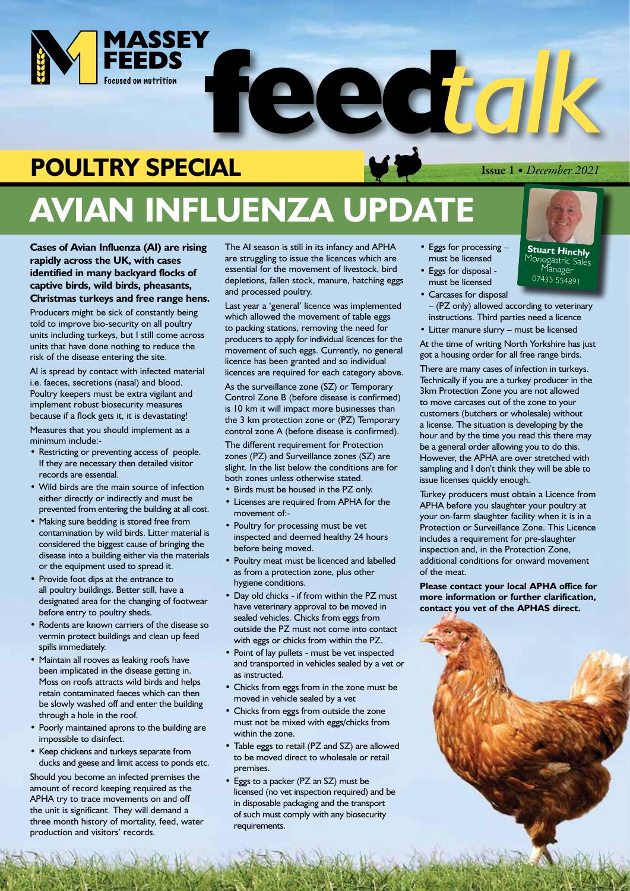MASSEY FEEDS
Focused on nutrition

# feed*talk*

## POULTRY SPECIAL

Issue 1 • *December 2021*

# AVIAN INFLUENZA UPDATE

**Stuart Hinchly**
Monogastric Sales Manager
07435 554891

**Cases of Avian Influenza (AI) are rising rapidly across the UK, with cases identified in many backyard flocks of captive birds, wild birds, pheasants, Christmas turkeys and free range hens.**

Producers might be sick of constantly being told to improve bio-security on all poultry units including turkeys, but I still come across units that have done nothing to reduce the risk of the disease entering the site.

AI is spread by contact with infected material i.e. faeces, secretions (nasal) and blood. Poultry keepers must be extra vigilant and implement robust biosecurity measures because if a flock gets it, it is devastating!

Measures that you should implement as a minimum include:-

- Restricting or preventing access of people. If they are necessary then detailed visitor records are essential.
- Wild birds are the main source of infection either directly or indirectly and must be prevented from entering the building at all cost.
- Making sure bedding is stored free from contamination by wild birds. Litter material is considered the biggest cause of bringing the disease into a building either via the materials or the equipment used to spread it.
- Provide foot dips at the entrance to all poultry buildings. Better still, have a designated area for the changing of footwear before entry to poultry sheds.
- Rodents are known carriers of the disease so vermin protect buildings and clean up feed spills immediately.
- Maintain all rooves as leaking roofs have been implicated in the disease getting in. Moss on roofs attracts wild birds and helps retain contaminated faeces which can then be slowly washed off and enter the building through a hole in the roof.
- Poorly maintained aprons to the building are impossible to disinfect.
- Keep chickens and turkeys separate from ducks and geese and limit access to ponds etc.

Should you become an infected premises the amount of record keeping required as the APHA try to trace movements on and off the unit is significant. They will demand a three month history of mortality, feed, water production and visitors' records.

The AI season is still in its infancy and APHA are struggling to issue the licences which are essential for the movement of livestock, bird depletions, fallen stock, manure, hatching eggs and processed poultry.

Last year a 'general' licence was implemented which allowed the movement of table eggs to packing stations, removing the need for producers to apply for individual licences for the movement of such eggs. Currently, no general licence has been granted and so individual licences are required for each category above.

As the surveillance zone (SZ) or Temporary Control Zone B (before disease is confirmed) is 10 km it will impact more businesses than the 3 km protection zone or (PZ) Temporary control zone A (before disease is confirmed).

The different requirement for Protection zones (PZ) and Surveillance zones (SZ) are slight. In the list below the conditions are for both zones unless otherwise stated.

- Birds must be housed in the PZ only.
- Licenses are required from APHA for the movement of:-
- Poultry for processing must be vet inspected and deemed healthy 24 hours before being moved.
- Poultry meat must be licenced and labelled as from a protection zone, plus other hygiene conditions.
- Day old chicks - if from within the PZ must have veterinary approval to be moved in sealed vehicles. Chicks from eggs from outside the PZ must not come into contact with eggs or chicks from within the PZ.
- Point of lay pullets - must be vet inspected and transported in vehicles sealed by a vet or as instructed.
- Chicks from eggs from in the zone must be moved in vehicle sealed by a vet
- Chicks from eggs from outside the zone must not be mixed with eggs/chicks from within the zone.
- Table eggs to retail (PZ and SZ) are allowed to be moved direct to wholesale or retail premises.
- Eggs to a packer (PZ an SZ) must be licensed (no vet inspection required) and be in disposable packaging and the transport of such must comply with any biosecurity requirements.
- Eggs for processing – must be licensed
- Eggs for disposal - must be licensed
- Carcases for disposal – (PZ only) allowed according to veterinary instructions. Third parties need a licence
- Litter manure slurry – must be licensed

At the time of writing North Yorkshire has just got a housing order for all free range birds.

There are many cases of infection in turkeys. Technically if you are a turkey producer in the 3km Protection Zone you are not allowed to move carcases out of the zone to your customers (butchers or wholesale) without a license. The situation is developing by the hour and by the time you read this there may be a general order allowing you to do this. However, the APHA are over stretched with sampling and I don't think they will be able to issue licenses quickly enough.

Turkey producers must obtain a Licence from APHA before you slaughter your poultry at your on-farm slaughter facility when it is in a Protection or Surveillance Zone. This Licence includes a requirement for pre-slaughter inspection and, in the Protection Zone, additional conditions for onward movement of the meat.

**Please contact your local APHA office for more information or further clarification, contact you vet of the APHAS direct.**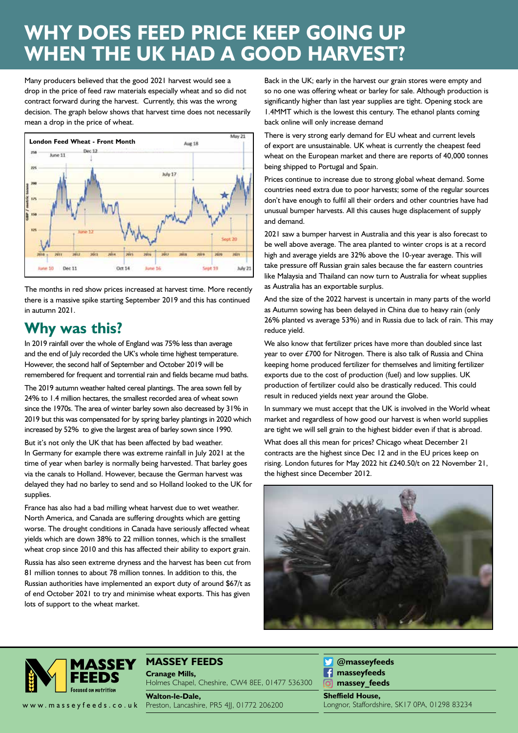# WHY DOES FEED PRICE KEEP GOING UP WHEN THE UK HAD A GOOD HARVEST?

Many producers believed that the good 2021 harvest would see a drop in the price of feed raw materials especially wheat and so did not contract forward during the harvest. Currently, this was the wrong decision. The graph below shows that harvest time does not necessarily mean a drop in the price of wheat.

London Feed Wheat - Front Month

June 11 Dec 12 Aug 18 May 21 July 17 June 12 Sept 20

June 10 Dec 11 Oct 14 June 16 Sept 19 July 21

The months in red show prices increased at harvest time. More recently there is a massive spike starting September 2019 and this has continued in autumn 2021.

## Why was this?

In 2019 rainfall over the whole of England was 75% less than average and the end of July recorded the UK's whole time highest temperature. However, the second half of September and October 2019 will be remembered for frequent and torrential rain and fields became mud baths.

The 2019 autumn weather halted cereal plantings. The area sown fell by 24% to 1.4 million hectares, the smallest recorded area of wheat sown since the 1970s. The area of winter barley sown also decreased by 31% in 2019 but this was compensated for by spring barley plantings in 2020 which increased by 52% to give the largest area of barley sown since 1990.

But it's not only the UK that has been affected by bad weather. In Germany for example there was extreme rainfall in July 2021 at the time of year when barley is normally being harvested. That barley goes via the canals to Holland. However, because the German harvest was delayed they had no barley to send and so Holland looked to the UK for supplies.

France has also had a bad milling wheat harvest due to wet weather. North America, and Canada are suffering droughts which are getting worse. The drought conditions in Canada have seriously affected wheat yields which are down 38% to 22 million tonnes, which is the smallest wheat crop since 2010 and this has affected their ability to export grain.

Russia has also seen extreme dryness and the harvest has been cut from 81 million tonnes to about 78 million tonnes. In addition to this, the Russian authorities have implemented an export duty of around $67/t as of end October 2021 to try and minimise wheat exports. This has given lots of support to the wheat market.

Back in the UK; early in the harvest our grain stores were empty and so no one was offering wheat or barley for sale. Although production is significantly higher than last year supplies are tight. Opening stock are 1.4MMT which is the lowest this century. The ethanol plants coming back online will only increase demand

There is very strong early demand for EU wheat and current levels of export are unsustainable. UK wheat is currently the cheapest feed wheat on the European market and there are reports of 40,000 tonnes being shipped to Portugal and Spain.

Prices continue to increase due to strong global wheat demand. Some countries need extra due to poor harvests; some of the regular sources don't have enough to fulfil all their orders and other countries have had unusual bumper harvests. All this causes huge displacement of supply and demand.

2021 saw a bumper harvest in Australia and this year is also forecast to be well above average. The area planted to winter crops is at a record high and average yields are 32% above the 10-year average. This will take pressure off Russian grain sales because the far eastern countries like Malaysia and Thailand can now turn to Australia for wheat supplies as Australia has an exportable surplus.

And the size of the 2022 harvest is uncertain in many parts of the world as Autumn sowing has been delayed in China due to heavy rain (only 26% planted vs average 53%) and in Russia due to lack of rain. This may reduce yield.

We also know that fertilizer prices have more than doubled since last year to over £700 for Nitrogen. There is also talk of Russia and China keeping home produced fertilizer for themselves and limiting fertilizer exports due to the cost of production (fuel) and low supplies. UK production of fertilizer could also be drastically reduced. This could result in reduced yields next year around the Globe.

In summary we must accept that the UK is involved in the World wheat market and regardless of how good our harvest is when world supplies are tight we will sell grain to the highest bidder even if that is abroad.

What does all this mean for prices? Chicago wheat December 21 contracts are the highest since Dec 12 and in the EU prices keep on rising. London futures for May 2022 hit £240.50/t on 22 November 21, the highest since December 2012.

**MASSEY FEEDS** Focused on nutrition

www.masseyfeeds.co.uk

**MASSEY FEEDS**

**Cranage Mills,**
Holmes Chapel, Cheshire, CW4 8EE, 01477 536300

**Walton-le-Dale,**
Preston, Lancashire, PR5 4JJ, 01772 206200

**@masseyfeeds**
**masseyfeeds**
**massey_feeds**

**Sheffield House,**
Longnor, Staffordshire, SK17 0PA, 01298 83234